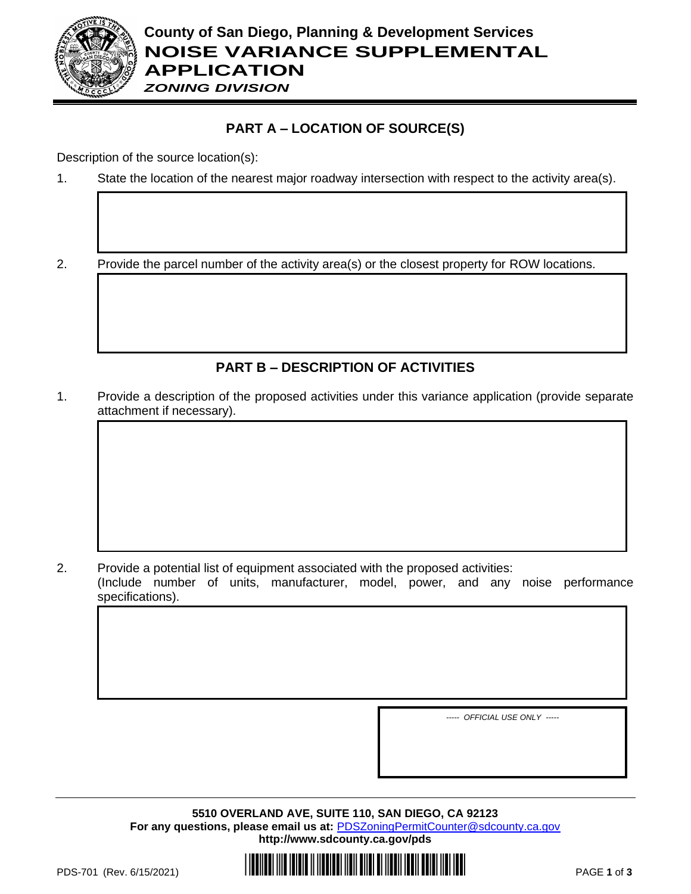# County of San Diego, Planning & Development Services

# NOISE VARIANCE SUPPLEMENTAL APPLICATION

*ZONING DIVISION*

## PART A – LOCATION OF SOURCE(S)

Description of the source location(s):

1. State the location of the nearest major roadway intersection with respect to the activity area(s).

2. Provide the parcel number of the activity area(s) or the closest property for ROW locations.

## PART B – DESCRIPTION OF ACTIVITIES

1. Provide a description of the proposed activities under this variance application (provide separate attachment if necessary).

2. Provide a potential list of equipment associated with the proposed activities:
(Include number of units, manufacturer, model, power, and any noise performance specifications).

*----- OFFICIAL USE ONLY -----*

**5510 OVERLAND AVE, SUITE 110, SAN DIEGO, CA 92123**
**For any questions, please email us at:** PDSZoningPermitCounter@sdcounty.ca.gov
**http://www.sdcounty.ca.gov/pds**

PDS-701 (Rev. 6/15/2021)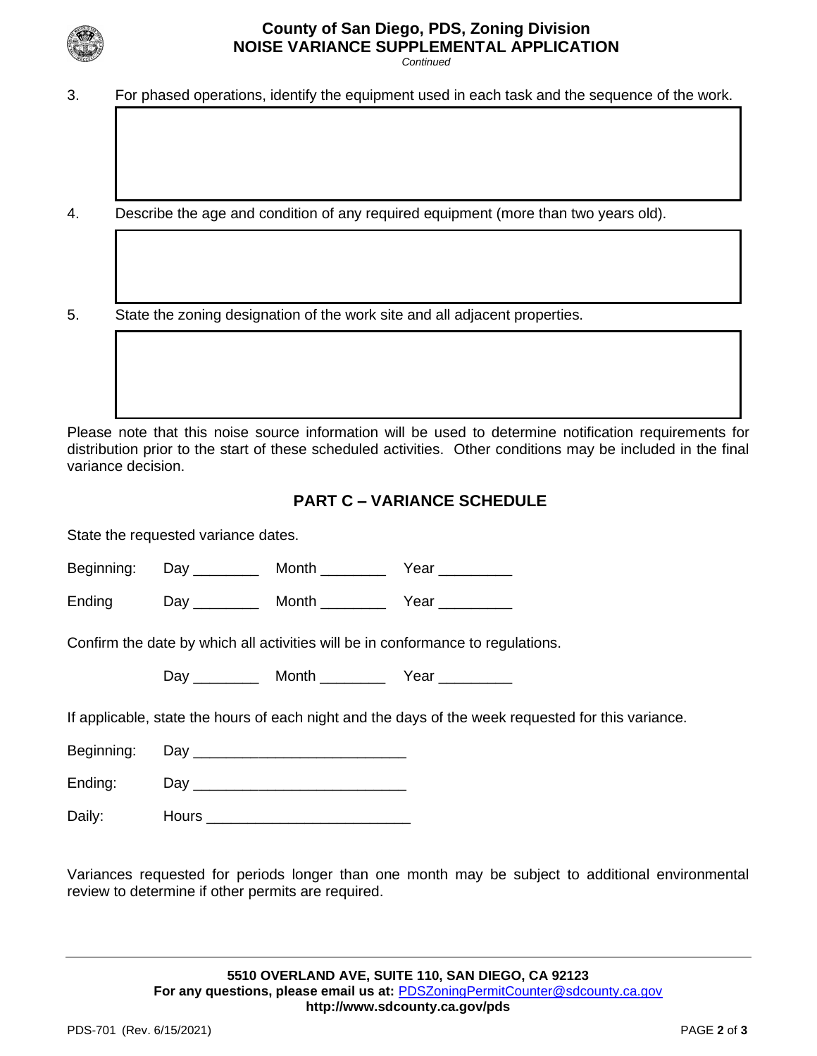## County of San Diego, PDS, Zoning Division
## NOISE VARIANCE SUPPLEMENTAL APPLICATION

*Continued*

3. For phased operations, identify the equipment used in each task and the sequence of the work.

4. Describe the age and condition of any required equipment (more than two years old).

5. State the zoning designation of the work site and all adjacent properties.

Please note that this noise source information will be used to determine notification requirements for distribution prior to the start of these scheduled activities. Other conditions may be included in the final variance decision.

## PART C – VARIANCE SCHEDULE

State the requested variance dates.

Beginning: Day ________ Month ________ Year _________

Ending Day ________ Month ________ Year _________

Confirm the date by which all activities will be in conformance to regulations.

Day ________ Month ________ Year _________

If applicable, state the hours of each night and the days of the week requested for this variance.

Beginning: Day __________________________

Ending: Day __________________________

Daily: Hours _________________________

Variances requested for periods longer than one month may be subject to additional environmental review to determine if other permits are required.

**5510 OVERLAND AVE, SUITE 110, SAN DIEGO, CA 92123**
**For any questions, please email us at:** PDSZoningPermitCounter@sdcounty.ca.gov
**http://www.sdcounty.ca.gov/pds**

PDS-701 (Rev. 6/15/2021)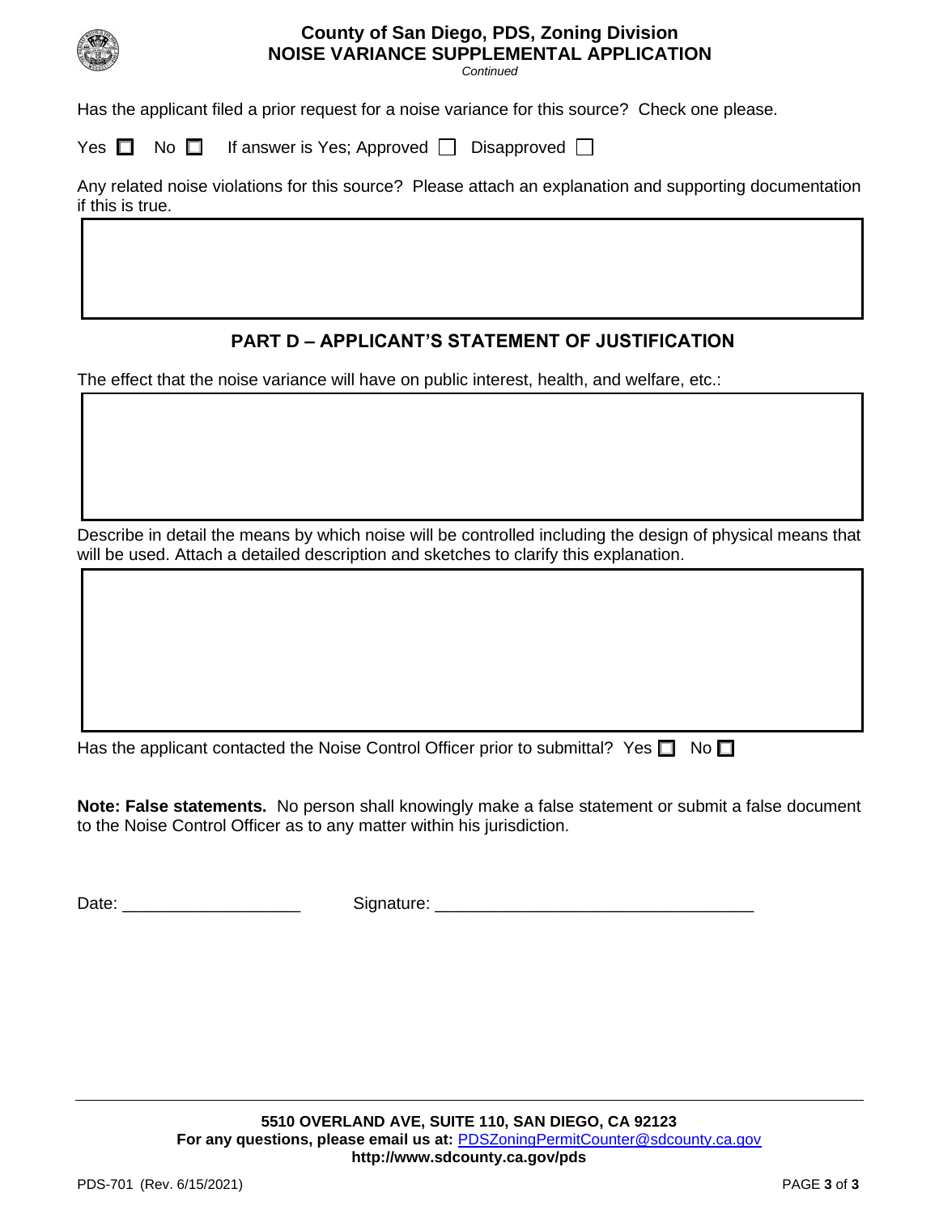# County of San Diego, PDS, Zoning Division
## NOISE VARIANCE SUPPLEMENTAL APPLICATION

*Continued*

Has the applicant filed a prior request for a noise variance for this source? Check one please.

Yes ☐ No ☐ If answer is Yes; Approved ☐ Disapproved ☐

Any related noise violations for this source? Please attach an explanation and supporting documentation if this is true.

## PART D – APPLICANT'S STATEMENT OF JUSTIFICATION

The effect that the noise variance will have on public interest, health, and welfare, etc.:

Describe in detail the means by which noise will be controlled including the design of physical means that will be used. Attach a detailed description and sketches to clarify this explanation.

Has the applicant contacted the Noise Control Officer prior to submittal? Yes ☐ No ☐

**Note: False statements.** No person shall knowingly make a false statement or submit a false document to the Noise Control Officer as to any matter within his jurisdiction.

Date: ___________________ Signature: _________________________________

**5510 OVERLAND AVE, SUITE 110, SAN DIEGO, CA 92123**
**For any questions, please email us at:** PDSZoningPermitCounter@sdcounty.ca.gov
**http://www.sdcounty.ca.gov/pds**

PDS-701 (Rev. 6/15/2021)